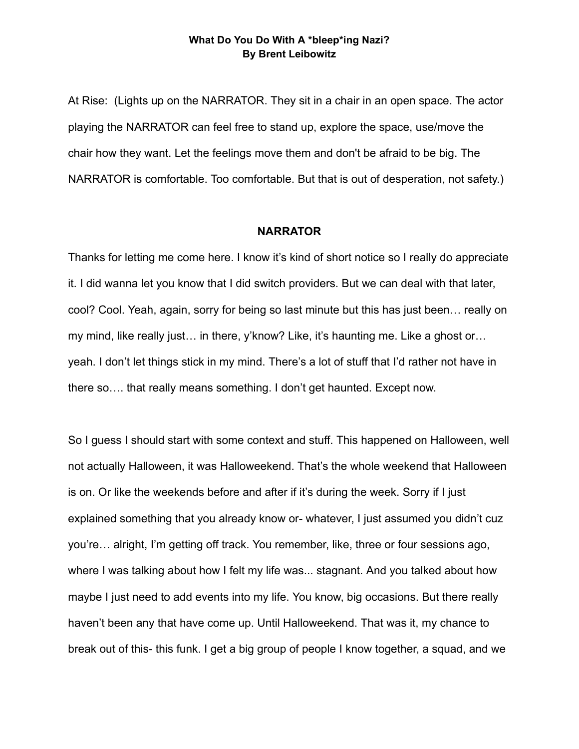**What Do You Do With A *bleep*ing Nazi?**
**By Brent Leibowitz**

At Rise: (Lights up on the NARRATOR. They sit in a chair in an open space. The actor playing the NARRATOR can feel free to stand up, explore the space, use/move the chair how they want. Let the feelings move them and don't be afraid to be big. The NARRATOR is comfortable. Too comfortable. But that is out of desperation, not safety.)

**NARRATOR**

Thanks for letting me come here. I know it's kind of short notice so I really do appreciate it. I did wanna let you know that I did switch providers. But we can deal with that later, cool? Cool. Yeah, again, sorry for being so last minute but this has just been… really on my mind, like really just… in there, y'know? Like, it's haunting me. Like a ghost or… yeah. I don't let things stick in my mind. There's a lot of stuff that I'd rather not have in there so…. that really means something. I don't get haunted. Except now.

So I guess I should start with some context and stuff. This happened on Halloween, well not actually Halloween, it was Halloweekend. That's the whole weekend that Halloween is on. Or like the weekends before and after if it's during the week. Sorry if I just explained something that you already know or- whatever, I just assumed you didn't cuz you're… alright, I'm getting off track. You remember, like, three or four sessions ago, where I was talking about how I felt my life was... stagnant. And you talked about how maybe I just need to add events into my life. You know, big occasions. But there really haven't been any that have come up. Until Halloweekend. That was it, my chance to break out of this- this funk. I get a big group of people I know together, a squad, and we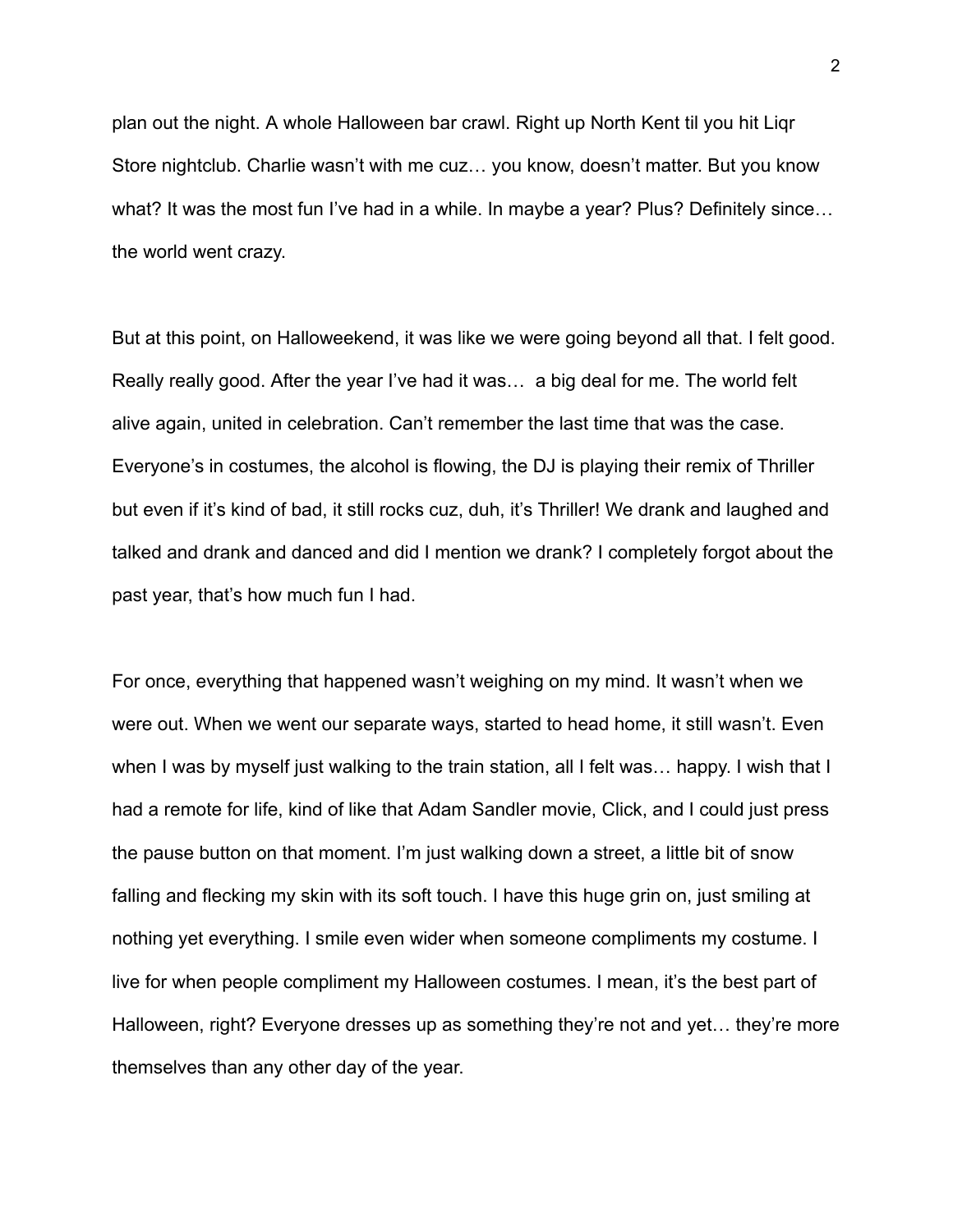plan out the night. A whole Halloween bar crawl. Right up North Kent til you hit Liqr Store nightclub. Charlie wasn't with me cuz… you know, doesn't matter. But you know what? It was the most fun I've had in a while. In maybe a year? Plus? Definitely since… the world went crazy.

But at this point, on Halloweekend, it was like we were going beyond all that. I felt good. Really really good. After the year I've had it was… a big deal for me. The world felt alive again, united in celebration. Can't remember the last time that was the case. Everyone's in costumes, the alcohol is flowing, the DJ is playing their remix of Thriller but even if it's kind of bad, it still rocks cuz, duh, it's Thriller! We drank and laughed and talked and drank and danced and did I mention we drank? I completely forgot about the past year, that's how much fun I had.

For once, everything that happened wasn't weighing on my mind. It wasn't when we were out. When we went our separate ways, started to head home, it still wasn't. Even when I was by myself just walking to the train station, all I felt was… happy. I wish that I had a remote for life, kind of like that Adam Sandler movie, Click, and I could just press the pause button on that moment. I'm just walking down a street, a little bit of snow falling and flecking my skin with its soft touch. I have this huge grin on, just smiling at nothing yet everything. I smile even wider when someone compliments my costume. I live for when people compliment my Halloween costumes. I mean, it's the best part of Halloween, right? Everyone dresses up as something they're not and yet… they're more themselves than any other day of the year.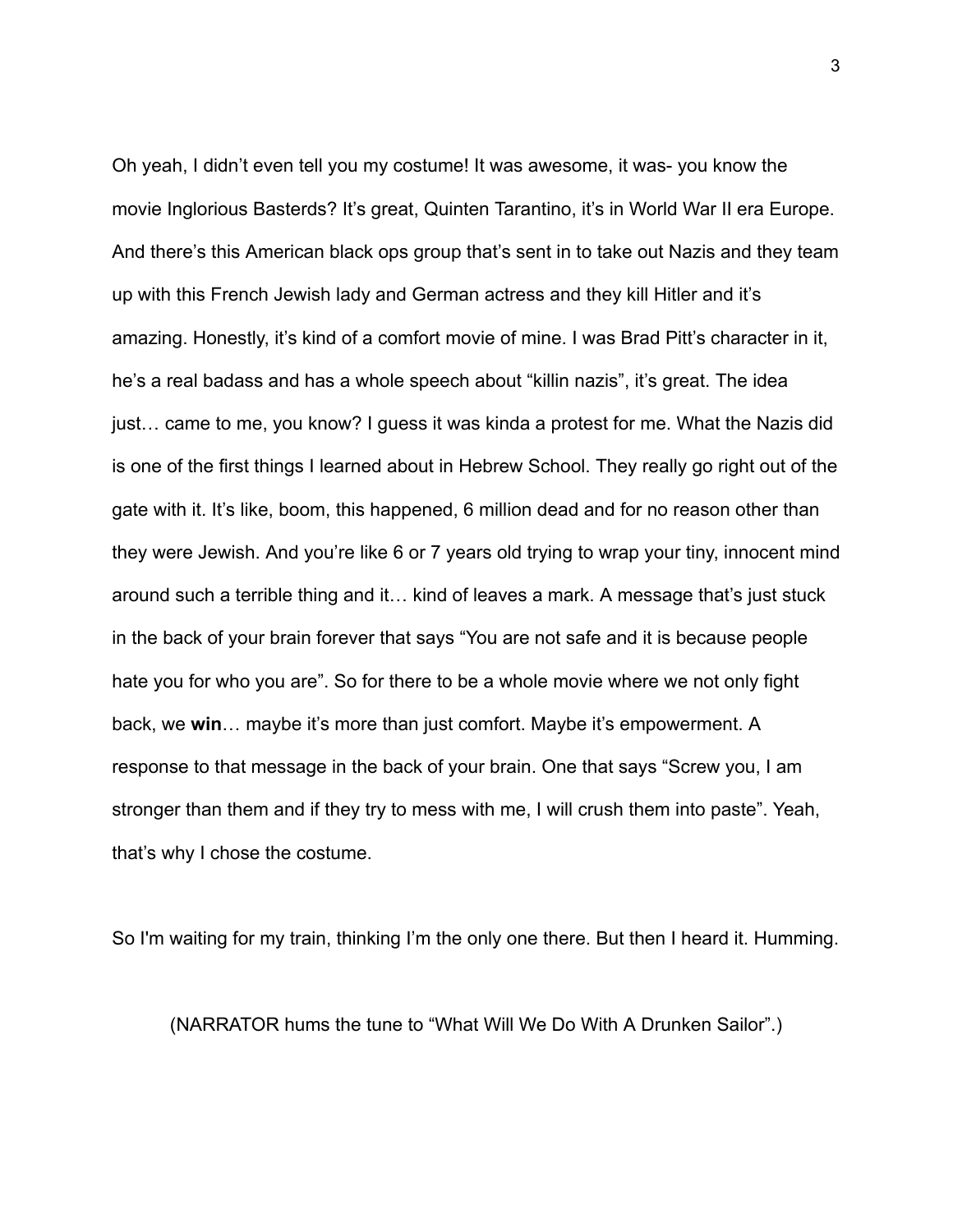Oh yeah, I didn't even tell you my costume! It was awesome, it was- you know the movie Inglorious Basterds? It's great, Quinten Tarantino, it's in World War II era Europe. And there's this American black ops group that's sent in to take out Nazis and they team up with this French Jewish lady and German actress and they kill Hitler and it's amazing. Honestly, it's kind of a comfort movie of mine. I was Brad Pitt's character in it, he's a real badass and has a whole speech about "killin nazis", it's great. The idea just… came to me, you know? I guess it was kinda a protest for me. What the Nazis did is one of the first things I learned about in Hebrew School. They really go right out of the gate with it. It's like, boom, this happened, 6 million dead and for no reason other than they were Jewish. And you're like 6 or 7 years old trying to wrap your tiny, innocent mind around such a terrible thing and it… kind of leaves a mark. A message that's just stuck in the back of your brain forever that says "You are not safe and it is because people hate you for who you are". So for there to be a whole movie where we not only fight back, we **win**… maybe it's more than just comfort. Maybe it's empowerment. A response to that message in the back of your brain. One that says "Screw you, I am stronger than them and if they try to mess with me, I will crush them into paste". Yeah, that's why I chose the costume.

So I'm waiting for my train, thinking I'm the only one there. But then I heard it. Humming.

(NARRATOR hums the tune to "What Will We Do With A Drunken Sailor".)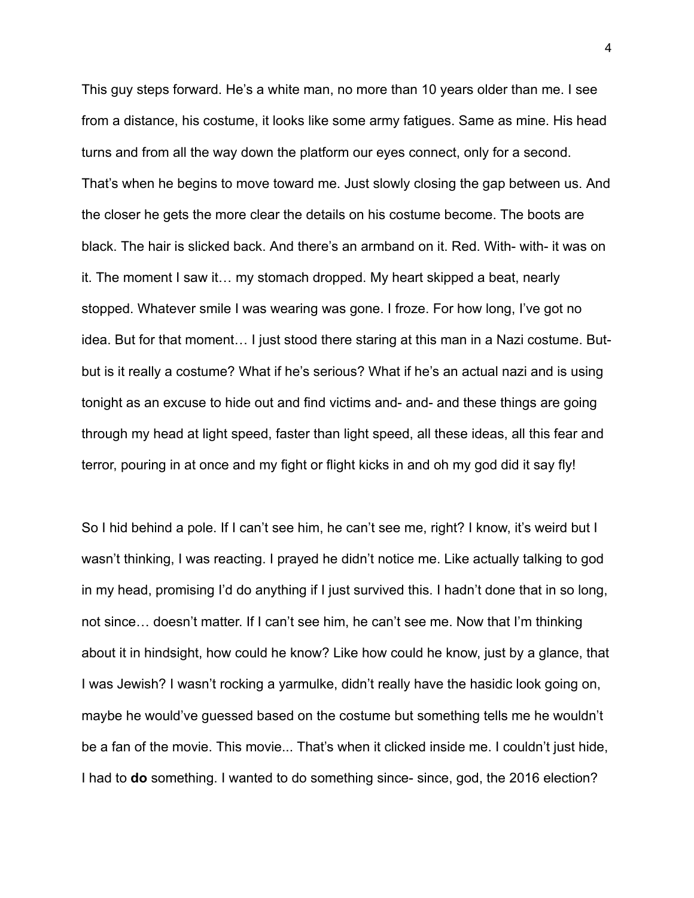This guy steps forward. He's a white man, no more than 10 years older than me. I see from a distance, his costume, it looks like some army fatigues. Same as mine. His head turns and from all the way down the platform our eyes connect, only for a second. That's when he begins to move toward me. Just slowly closing the gap between us. And the closer he gets the more clear the details on his costume become. The boots are black. The hair is slicked back. And there's an armband on it. Red. With- with- it was on it. The moment I saw it… my stomach dropped. My heart skipped a beat, nearly stopped. Whatever smile I was wearing was gone. I froze. For how long, I've got no idea. But for that moment… I just stood there staring at this man in a Nazi costume. But- but is it really a costume? What if he's serious? What if he's an actual nazi and is using tonight as an excuse to hide out and find victims and- and- and these things are going through my head at light speed, faster than light speed, all these ideas, all this fear and terror, pouring in at once and my fight or flight kicks in and oh my god did it say fly!

So I hid behind a pole. If I can't see him, he can't see me, right? I know, it's weird but I wasn't thinking, I was reacting. I prayed he didn't notice me. Like actually talking to god in my head, promising I'd do anything if I just survived this. I hadn't done that in so long, not since… doesn't matter. If I can't see him, he can't see me. Now that I'm thinking about it in hindsight, how could he know? Like how could he know, just by a glance, that I was Jewish? I wasn't rocking a yarmulke, didn't really have the hasidic look going on, maybe he would've guessed based on the costume but something tells me he wouldn't be a fan of the movie. This movie... That's when it clicked inside me. I couldn't just hide, I had to **do** something. I wanted to do something since- since, god, the 2016 election?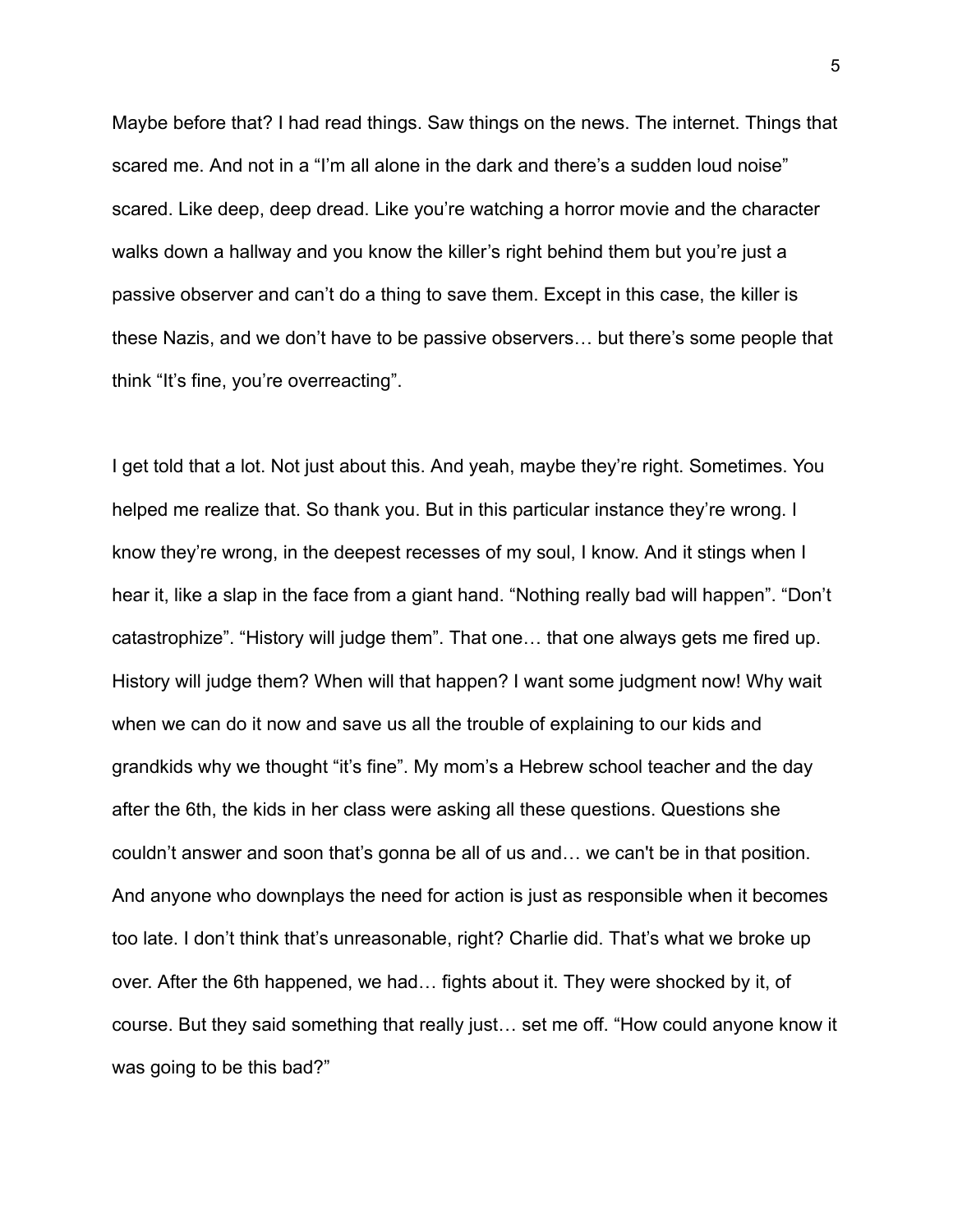Maybe before that? I had read things. Saw things on the news. The internet. Things that scared me. And not in a "I'm all alone in the dark and there's a sudden loud noise" scared. Like deep, deep dread. Like you're watching a horror movie and the character walks down a hallway and you know the killer's right behind them but you're just a passive observer and can't do a thing to save them. Except in this case, the killer is these Nazis, and we don't have to be passive observers… but there's some people that think "It's fine, you're overreacting".

I get told that a lot. Not just about this. And yeah, maybe they're right. Sometimes. You helped me realize that. So thank you. But in this particular instance they're wrong. I know they're wrong, in the deepest recesses of my soul, I know. And it stings when I hear it, like a slap in the face from a giant hand. "Nothing really bad will happen". "Don't catastrophize". "History will judge them". That one… that one always gets me fired up. History will judge them? When will that happen? I want some judgment now! Why wait when we can do it now and save us all the trouble of explaining to our kids and grandkids why we thought "it's fine". My mom's a Hebrew school teacher and the day after the 6th, the kids in her class were asking all these questions. Questions she couldn't answer and soon that's gonna be all of us and… we can't be in that position. And anyone who downplays the need for action is just as responsible when it becomes too late. I don't think that's unreasonable, right? Charlie did. That's what we broke up over. After the 6th happened, we had… fights about it. They were shocked by it, of course. But they said something that really just… set me off. "How could anyone know it was going to be this bad?"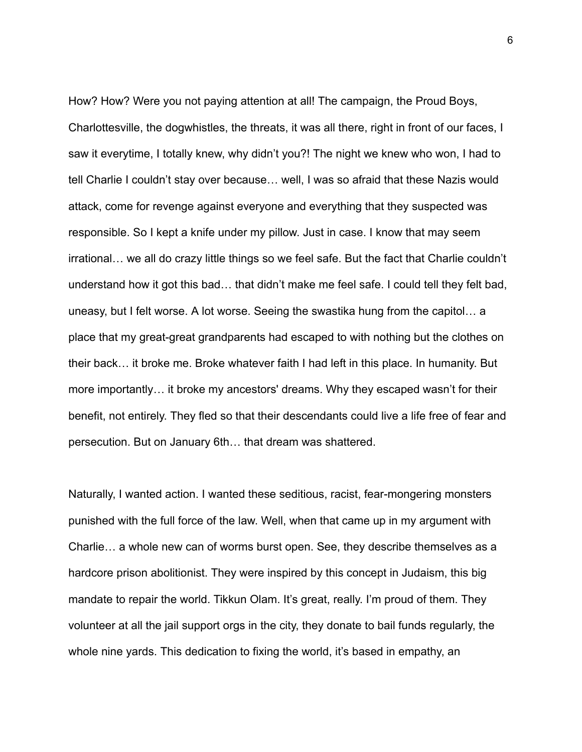How? How? Were you not paying attention at all! The campaign, the Proud Boys, Charlottesville, the dogwhistles, the threats, it was all there, right in front of our faces, I saw it everytime, I totally knew, why didn't you?! The night we knew who won, I had to tell Charlie I couldn't stay over because… well, I was so afraid that these Nazis would attack, come for revenge against everyone and everything that they suspected was responsible. So I kept a knife under my pillow. Just in case. I know that may seem irrational… we all do crazy little things so we feel safe. But the fact that Charlie couldn't understand how it got this bad… that didn't make me feel safe. I could tell they felt bad, uneasy, but I felt worse. A lot worse. Seeing the swastika hung from the capitol… a place that my great-great grandparents had escaped to with nothing but the clothes on their back… it broke me. Broke whatever faith I had left in this place. In humanity. But more importantly… it broke my ancestors' dreams. Why they escaped wasn't for their benefit, not entirely. They fled so that their descendants could live a life free of fear and persecution. But on January 6th… that dream was shattered.

Naturally, I wanted action. I wanted these seditious, racist, fear-mongering monsters punished with the full force of the law. Well, when that came up in my argument with Charlie… a whole new can of worms burst open. See, they describe themselves as a hardcore prison abolitionist. They were inspired by this concept in Judaism, this big mandate to repair the world. Tikkun Olam. It's great, really. I'm proud of them. They volunteer at all the jail support orgs in the city, they donate to bail funds regularly, the whole nine yards. This dedication to fixing the world, it's based in empathy, an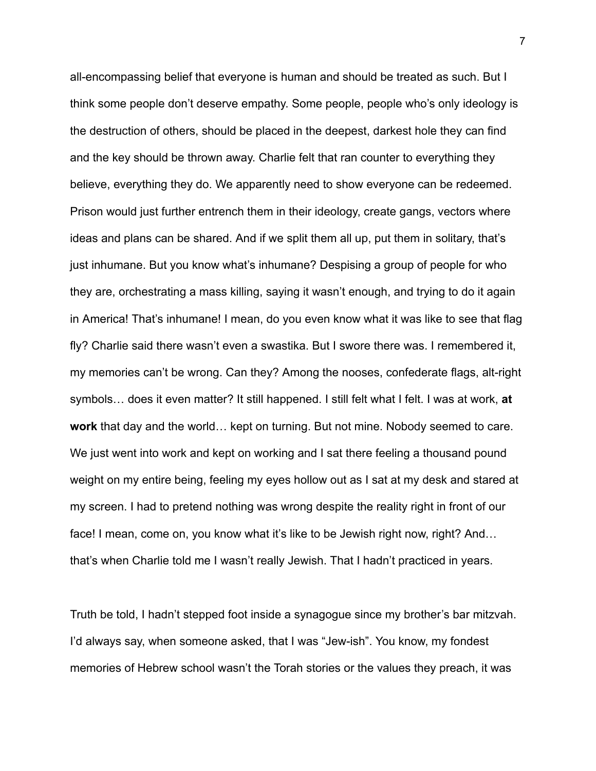all-encompassing belief that everyone is human and should be treated as such. But I think some people don't deserve empathy. Some people, people who's only ideology is the destruction of others, should be placed in the deepest, darkest hole they can find and the key should be thrown away. Charlie felt that ran counter to everything they believe, everything they do. We apparently need to show everyone can be redeemed. Prison would just further entrench them in their ideology, create gangs, vectors where ideas and plans can be shared. And if we split them all up, put them in solitary, that's just inhumane. But you know what's inhumane? Despising a group of people for who they are, orchestrating a mass killing, saying it wasn't enough, and trying to do it again in America! That's inhumane! I mean, do you even know what it was like to see that flag fly? Charlie said there wasn't even a swastika. But I swore there was. I remembered it, my memories can't be wrong. Can they? Among the nooses, confederate flags, alt-right symbols… does it even matter? It still happened. I still felt what I felt. I was at work, **at work** that day and the world… kept on turning. But not mine. Nobody seemed to care. We just went into work and kept on working and I sat there feeling a thousand pound weight on my entire being, feeling my eyes hollow out as I sat at my desk and stared at my screen. I had to pretend nothing was wrong despite the reality right in front of our face! I mean, come on, you know what it's like to be Jewish right now, right? And… that's when Charlie told me I wasn't really Jewish. That I hadn't practiced in years.

Truth be told, I hadn't stepped foot inside a synagogue since my brother's bar mitzvah. I'd always say, when someone asked, that I was "Jew-ish". You know, my fondest memories of Hebrew school wasn't the Torah stories or the values they preach, it was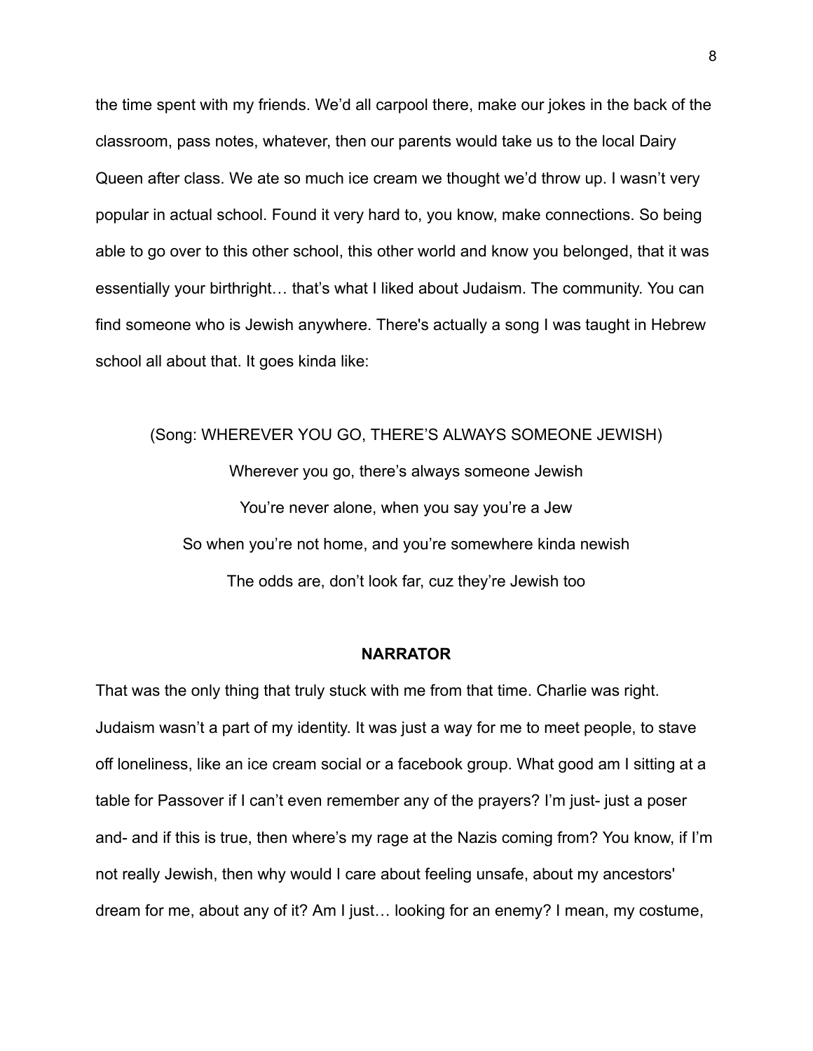the time spent with my friends. We'd all carpool there, make our jokes in the back of the classroom, pass notes, whatever, then our parents would take us to the local Dairy Queen after class. We ate so much ice cream we thought we'd throw up. I wasn't very popular in actual school. Found it very hard to, you know, make connections. So being able to go over to this other school, this other world and know you belonged, that it was essentially your birthright… that's what I liked about Judaism. The community. You can find someone who is Jewish anywhere. There's actually a song I was taught in Hebrew school all about that. It goes kinda like:

(Song: WHEREVER YOU GO, THERE'S ALWAYS SOMEONE JEWISH)

Wherever you go, there's always someone Jewish
You're never alone, when you say you're a Jew
So when you're not home, and you're somewhere kinda newish
The odds are, don't look far, cuz they're Jewish too

**NARRATOR**

That was the only thing that truly stuck with me from that time. Charlie was right. Judaism wasn't a part of my identity. It was just a way for me to meet people, to stave off loneliness, like an ice cream social or a facebook group. What good am I sitting at a table for Passover if I can't even remember any of the prayers? I'm just- just a poser and- and if this is true, then where's my rage at the Nazis coming from? You know, if I'm not really Jewish, then why would I care about feeling unsafe, about my ancestors' dream for me, about any of it? Am I just… looking for an enemy? I mean, my costume,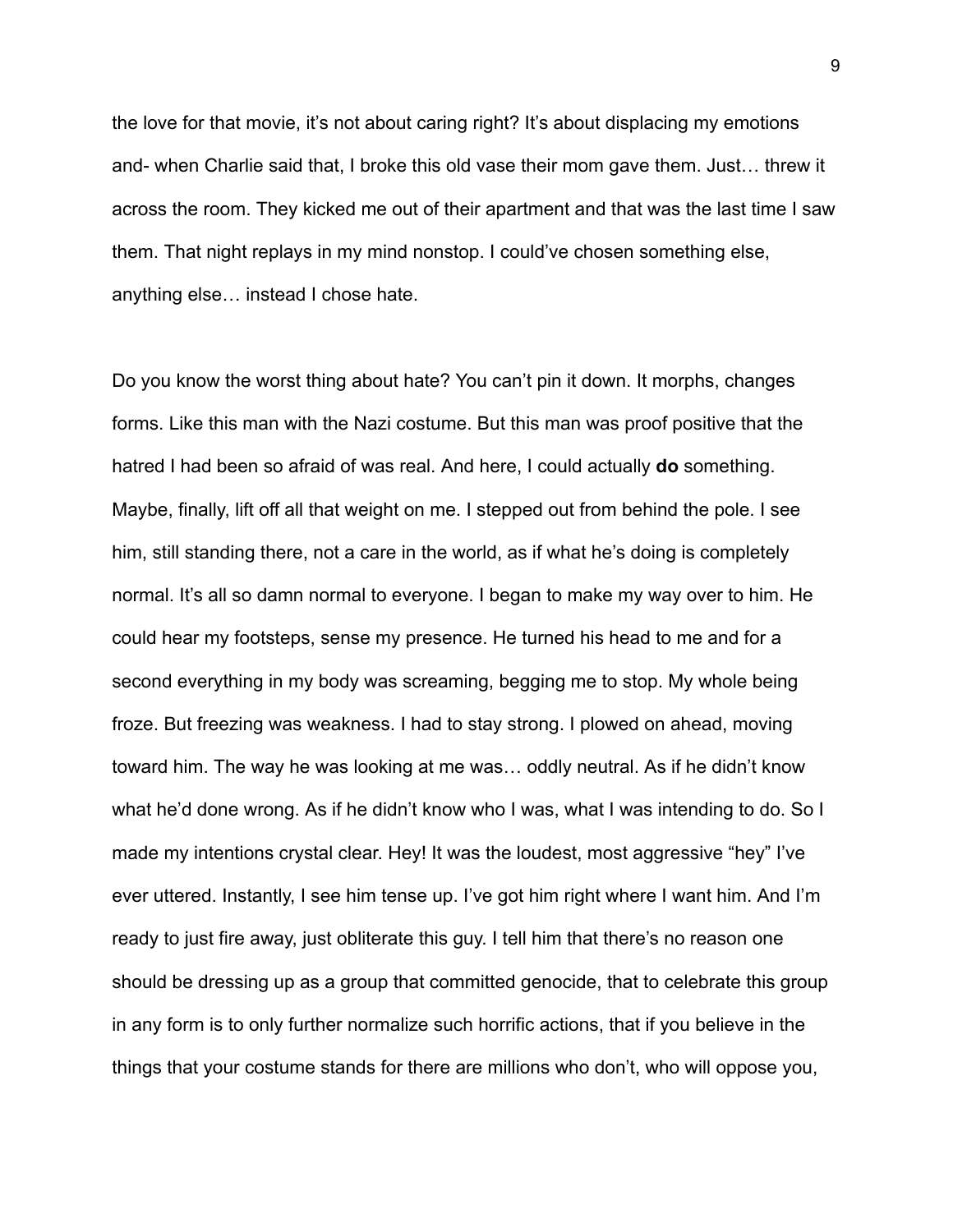the love for that movie, it's not about caring right? It's about displacing my emotions and- when Charlie said that, I broke this old vase their mom gave them. Just… threw it across the room. They kicked me out of their apartment and that was the last time I saw them. That night replays in my mind nonstop. I could've chosen something else, anything else… instead I chose hate.

Do you know the worst thing about hate? You can't pin it down. It morphs, changes forms. Like this man with the Nazi costume. But this man was proof positive that the hatred I had been so afraid of was real. And here, I could actually **do** something. Maybe, finally, lift off all that weight on me. I stepped out from behind the pole. I see him, still standing there, not a care in the world, as if what he's doing is completely normal. It's all so damn normal to everyone. I began to make my way over to him. He could hear my footsteps, sense my presence. He turned his head to me and for a second everything in my body was screaming, begging me to stop. My whole being froze. But freezing was weakness. I had to stay strong. I plowed on ahead, moving toward him. The way he was looking at me was… oddly neutral. As if he didn't know what he'd done wrong. As if he didn't know who I was, what I was intending to do. So I made my intentions crystal clear. Hey! It was the loudest, most aggressive "hey" I've ever uttered. Instantly, I see him tense up. I've got him right where I want him. And I'm ready to just fire away, just obliterate this guy. I tell him that there's no reason one should be dressing up as a group that committed genocide, that to celebrate this group in any form is to only further normalize such horrific actions, that if you believe in the things that your costume stands for there are millions who don't, who will oppose you,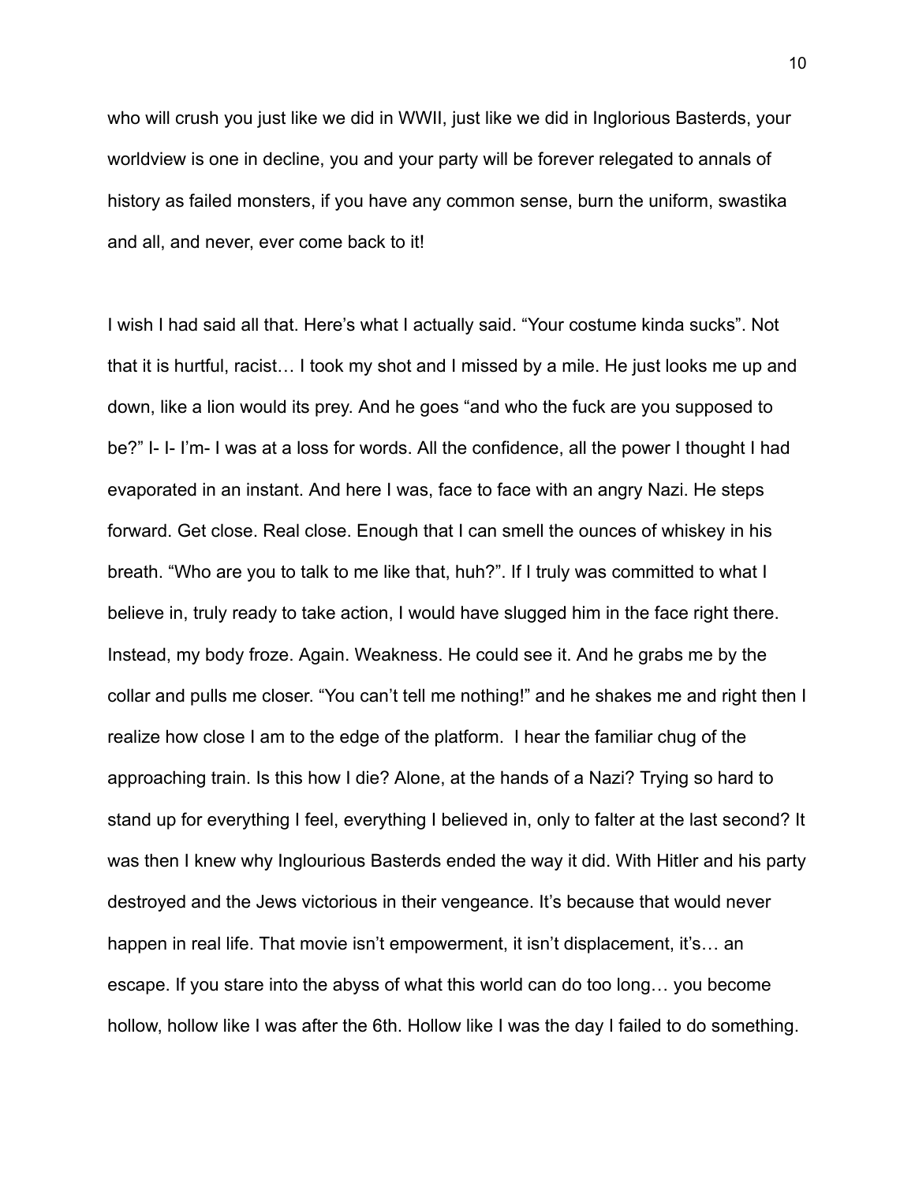who will crush you just like we did in WWII, just like we did in Inglorious Basterds, your worldview is one in decline, you and your party will be forever relegated to annals of history as failed monsters, if you have any common sense, burn the uniform, swastika and all, and never, ever come back to it!

I wish I had said all that. Here's what I actually said. "Your costume kinda sucks". Not that it is hurtful, racist… I took my shot and I missed by a mile. He just looks me up and down, like a lion would its prey. And he goes "and who the fuck are you supposed to be?" I- I- I'm- I was at a loss for words. All the confidence, all the power I thought I had evaporated in an instant. And here I was, face to face with an angry Nazi. He steps forward. Get close. Real close. Enough that I can smell the ounces of whiskey in his breath. "Who are you to talk to me like that, huh?". If I truly was committed to what I believe in, truly ready to take action, I would have slugged him in the face right there. Instead, my body froze. Again. Weakness. He could see it. And he grabs me by the collar and pulls me closer. "You can't tell me nothing!" and he shakes me and right then I realize how close I am to the edge of the platform. I hear the familiar chug of the approaching train. Is this how I die? Alone, at the hands of a Nazi? Trying so hard to stand up for everything I feel, everything I believed in, only to falter at the last second? It was then I knew why Inglourious Basterds ended the way it did. With Hitler and his party destroyed and the Jews victorious in their vengeance. It's because that would never happen in real life. That movie isn't empowerment, it isn't displacement, it's… an escape. If you stare into the abyss of what this world can do too long… you become hollow, hollow like I was after the 6th. Hollow like I was the day I failed to do something.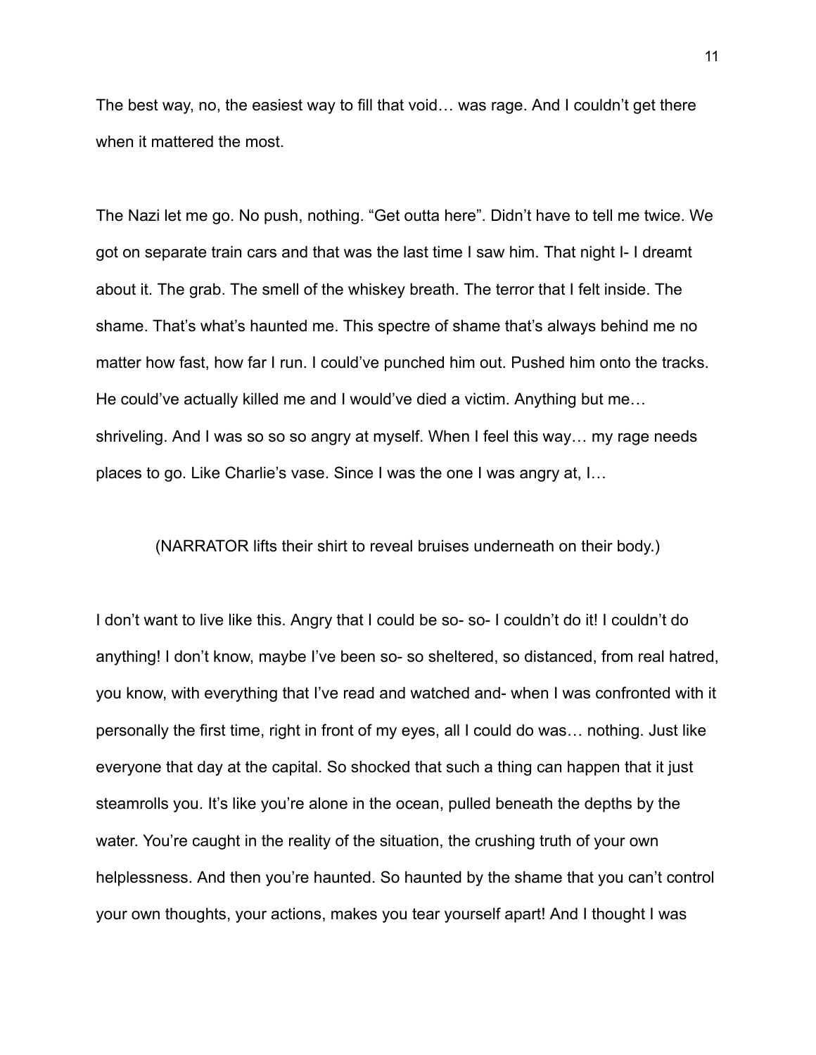The best way, no, the easiest way to fill that void… was rage. And I couldn't get there when it mattered the most.

The Nazi let me go. No push, nothing. "Get outta here". Didn't have to tell me twice. We got on separate train cars and that was the last time I saw him. That night I- I dreamt about it. The grab. The smell of the whiskey breath. The terror that I felt inside. The shame. That's what's haunted me. This spectre of shame that's always behind me no matter how fast, how far I run. I could've punched him out. Pushed him onto the tracks. He could've actually killed me and I would've died a victim. Anything but me… shriveling. And I was so so so angry at myself. When I feel this way… my rage needs places to go. Like Charlie's vase. Since I was the one I was angry at, I…

(NARRATOR lifts their shirt to reveal bruises underneath on their body.)

I don't want to live like this. Angry that I could be so- so- I couldn't do it! I couldn't do anything! I don't know, maybe I've been so- so sheltered, so distanced, from real hatred, you know, with everything that I've read and watched and- when I was confronted with it personally the first time, right in front of my eyes, all I could do was… nothing. Just like everyone that day at the capital. So shocked that such a thing can happen that it just steamrolls you. It's like you're alone in the ocean, pulled beneath the depths by the water. You're caught in the reality of the situation, the crushing truth of your own helplessness. And then you're haunted. So haunted by the shame that you can't control your own thoughts, your actions, makes you tear yourself apart! And I thought I was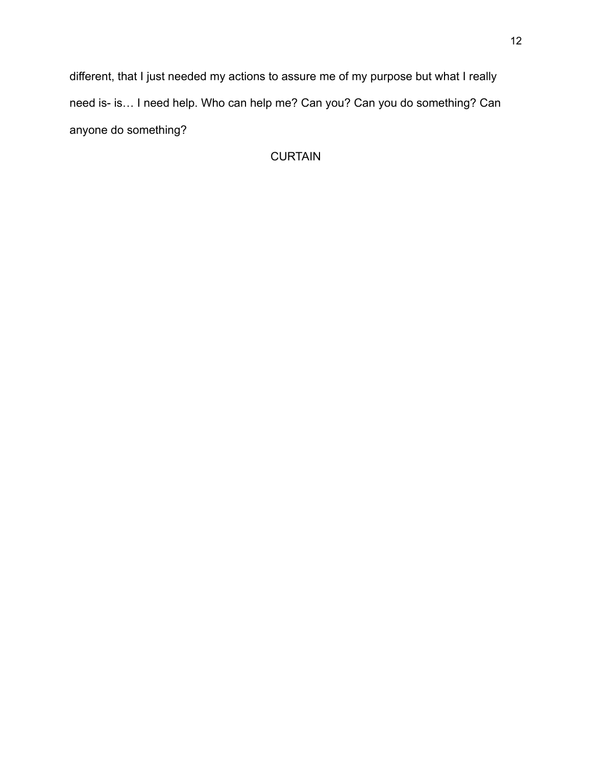different, that I just needed my actions to assure me of my purpose but what I really need is- is… I need help. Who can help me? Can you? Can you do something? Can anyone do something?

CURTAIN